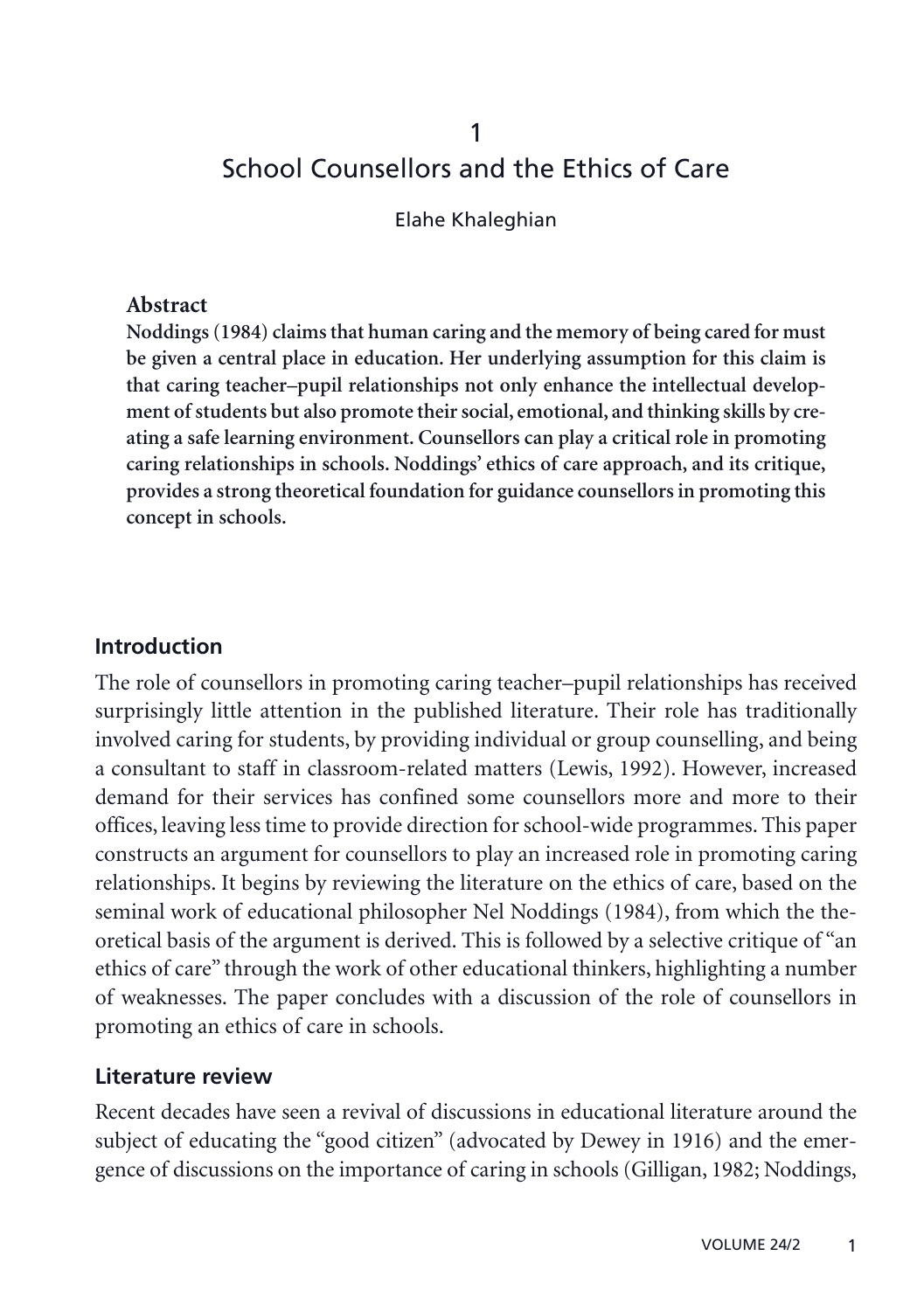# 1

# School Counsellors and the Ethics of Care

Elahe Khaleghian

**Abstract**

**Noddings (1984) claims that human caring and the memory of being cared for must be given a central place in education. Her underlying assumption for this claim is that caring teacher–pupil relationships not only enhance the intellectual development of students but also promote their social, emotional, and thinking skills by creating a safe learning environment. Counsellors can play a critical role in promoting caring relationships in schools. Noddings' ethics of care approach, and its critique, provides a strong theoretical foundation for guidance counsellors in promoting this concept in schools.**

## Introduction

The role of counsellors in promoting caring teacher–pupil relationships has received surprisingly little attention in the published literature. Their role has traditionally involved caring for students, by providing individual or group counselling, and being a consultant to staff in classroom-related matters (Lewis, 1992). However, increased demand for their services has confined some counsellors more and more to their offices, leaving less time to provide direction for school-wide programmes. This paper constructs an argument for counsellors to play an increased role in promoting caring relationships. It begins by reviewing the literature on the ethics of care, based on the seminal work of educational philosopher Nel Noddings (1984), from which the theoretical basis of the argument is derived. This is followed by a selective critique of "an ethics of care" through the work of other educational thinkers, highlighting a number of weaknesses. The paper concludes with a discussion of the role of counsellors in promoting an ethics of care in schools.

## Literature review

Recent decades have seen a revival of discussions in educational literature around the subject of educating the "good citizen" (advocated by Dewey in 1916) and the emergence of discussions on the importance of caring in schools (Gilligan, 1982; Noddings,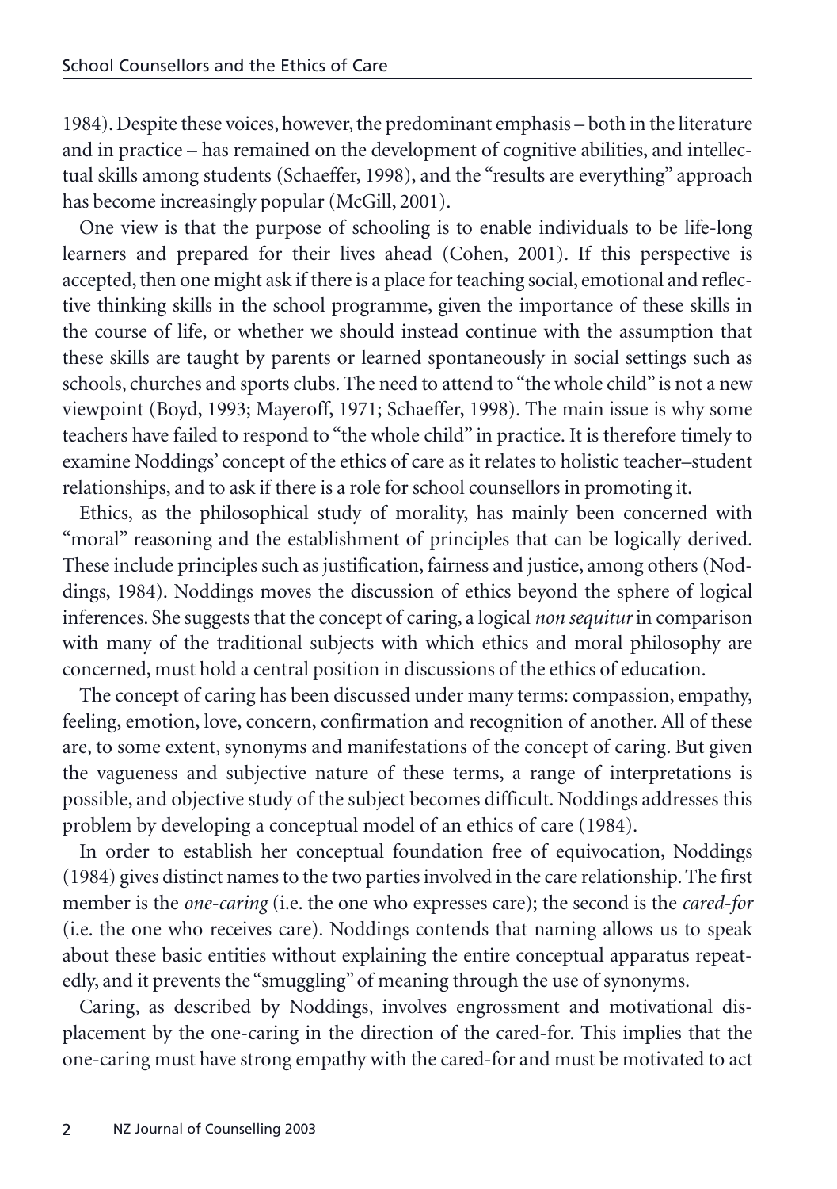1984). Despite these voices, however, the predominant emphasis – both in the literature and in practice – has remained on the development of cognitive abilities, and intellectual skills among students (Schaeffer, 1998), and the "results are everything" approach has become increasingly popular (McGill, 2001).

One view is that the purpose of schooling is to enable individuals to be life-long learners and prepared for their lives ahead (Cohen, 2001). If this perspective is accepted, then one might ask if there is a place for teaching social, emotional and reflective thinking skills in the school programme, given the importance of these skills in the course of life, or whether we should instead continue with the assumption that these skills are taught by parents or learned spontaneously in social settings such as schools, churches and sports clubs. The need to attend to "the whole child" is not a new viewpoint (Boyd, 1993; Mayeroff, 1971; Schaeffer, 1998). The main issue is why some teachers have failed to respond to "the whole child" in practice. It is therefore timely to examine Noddings' concept of the ethics of care as it relates to holistic teacher–student relationships, and to ask if there is a role for school counsellors in promoting it.

Ethics, as the philosophical study of morality, has mainly been concerned with "moral" reasoning and the establishment of principles that can be logically derived. These include principles such as justification, fairness and justice, among others (Noddings, 1984). Noddings moves the discussion of ethics beyond the sphere of logical inferences. She suggests that the concept of caring, a logical *non sequitur* in comparison with many of the traditional subjects with which ethics and moral philosophy are concerned, must hold a central position in discussions of the ethics of education.

The concept of caring has been discussed under many terms: compassion, empathy, feeling, emotion, love, concern, confirmation and recognition of another. All of these are, to some extent, synonyms and manifestations of the concept of caring. But given the vagueness and subjective nature of these terms, a range of interpretations is possible, and objective study of the subject becomes difficult. Noddings addresses this problem by developing a conceptual model of an ethics of care (1984).

In order to establish her conceptual foundation free of equivocation, Noddings (1984) gives distinct names to the two parties involved in the care relationship. The first member is the *one-caring* (i.e. the one who expresses care); the second is the *cared-for* (i.e. the one who receives care). Noddings contends that naming allows us to speak about these basic entities without explaining the entire conceptual apparatus repeatedly, and it prevents the "smuggling" of meaning through the use of synonyms.

Caring, as described by Noddings, involves engrossment and motivational displacement by the one-caring in the direction of the cared-for. This implies that the one-caring must have strong empathy with the cared-for and must be motivated to act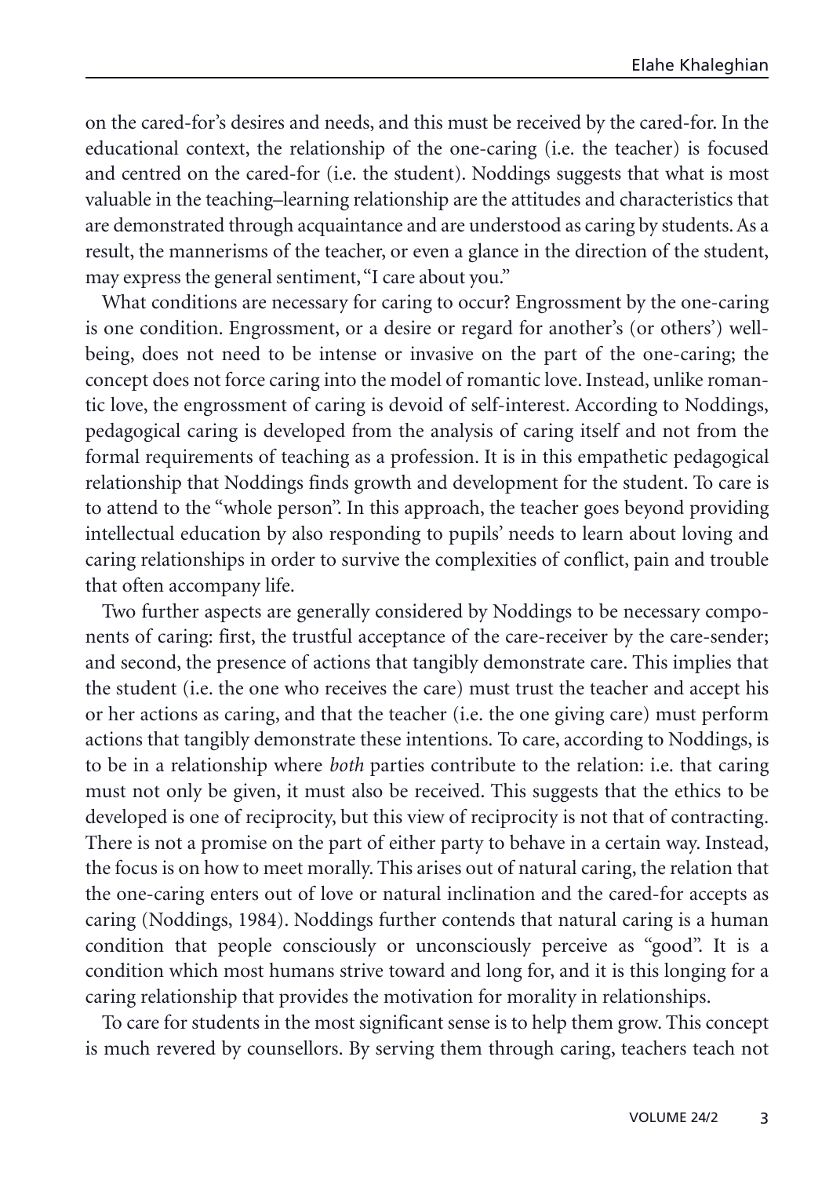on the cared-for's desires and needs, and this must be received by the cared-for. In the educational context, the relationship of the one-caring (i.e. the teacher) is focused and centred on the cared-for (i.e. the student). Noddings suggests that what is most valuable in the teaching–learning relationship are the attitudes and characteristics that are demonstrated through acquaintance and are understood as caring by students. As a result, the mannerisms of the teacher, or even a glance in the direction of the student, may express the general sentiment, "I care about you."

What conditions are necessary for caring to occur? Engrossment by the one-caring is one condition. Engrossment, or a desire or regard for another's (or others') well-being, does not need to be intense or invasive on the part of the one-caring; the concept does not force caring into the model of romantic love. Instead, unlike romantic love, the engrossment of caring is devoid of self-interest. According to Noddings, pedagogical caring is developed from the analysis of caring itself and not from the formal requirements of teaching as a profession. It is in this empathetic pedagogical relationship that Noddings finds growth and development for the student. To care is to attend to the "whole person". In this approach, the teacher goes beyond providing intellectual education by also responding to pupils' needs to learn about loving and caring relationships in order to survive the complexities of conflict, pain and trouble that often accompany life.

Two further aspects are generally considered by Noddings to be necessary components of caring: first, the trustful acceptance of the care-receiver by the care-sender; and second, the presence of actions that tangibly demonstrate care. This implies that the student (i.e. the one who receives the care) must trust the teacher and accept his or her actions as caring, and that the teacher (i.e. the one giving care) must perform actions that tangibly demonstrate these intentions. To care, according to Noddings, is to be in a relationship where *both* parties contribute to the relation: i.e. that caring must not only be given, it must also be received. This suggests that the ethics to be developed is one of reciprocity, but this view of reciprocity is not that of contracting. There is not a promise on the part of either party to behave in a certain way. Instead, the focus is on how to meet morally. This arises out of natural caring, the relation that the one-caring enters out of love or natural inclination and the cared-for accepts as caring (Noddings, 1984). Noddings further contends that natural caring is a human condition that people consciously or unconsciously perceive as "good". It is a condition which most humans strive toward and long for, and it is this longing for a caring relationship that provides the motivation for morality in relationships.

To care for students in the most significant sense is to help them grow. This concept is much revered by counsellors. By serving them through caring, teachers teach not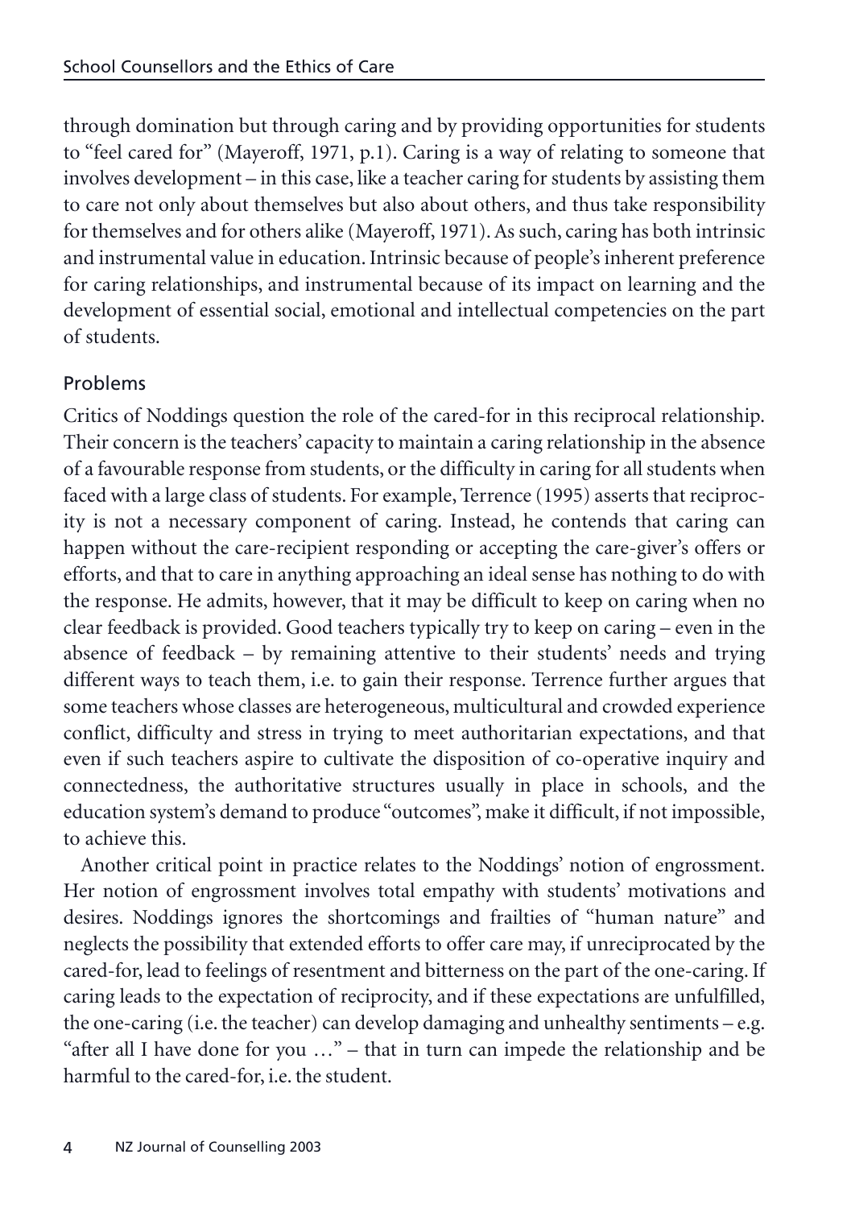through domination but through caring and by providing opportunities for students to "feel cared for" (Mayeroff, 1971, p.1). Caring is a way of relating to someone that involves development – in this case, like a teacher caring for students by assisting them to care not only about themselves but also about others, and thus take responsibility for themselves and for others alike (Mayeroff, 1971). As such, caring has both intrinsic and instrumental value in education. Intrinsic because of people's inherent preference for caring relationships, and instrumental because of its impact on learning and the development of essential social, emotional and intellectual competencies on the part of students.

## Problems

Critics of Noddings question the role of the cared-for in this reciprocal relationship. Their concern is the teachers' capacity to maintain a caring relationship in the absence of a favourable response from students, or the difficulty in caring for all students when faced with a large class of students. For example, Terrence (1995) asserts that reciprocity is not a necessary component of caring. Instead, he contends that caring can happen without the care-recipient responding or accepting the care-giver's offers or efforts, and that to care in anything approaching an ideal sense has nothing to do with the response. He admits, however, that it may be difficult to keep on caring when no clear feedback is provided. Good teachers typically try to keep on caring – even in the absence of feedback – by remaining attentive to their students' needs and trying different ways to teach them, i.e. to gain their response. Terrence further argues that some teachers whose classes are heterogeneous, multicultural and crowded experience conflict, difficulty and stress in trying to meet authoritarian expectations, and that even if such teachers aspire to cultivate the disposition of co-operative inquiry and connectedness, the authoritative structures usually in place in schools, and the education system's demand to produce "outcomes", make it difficult, if not impossible, to achieve this.

Another critical point in practice relates to the Noddings' notion of engrossment. Her notion of engrossment involves total empathy with students' motivations and desires. Noddings ignores the shortcomings and frailties of "human nature" and neglects the possibility that extended efforts to offer care may, if unreciprocated by the cared-for, lead to feelings of resentment and bitterness on the part of the one-caring. If caring leads to the expectation of reciprocity, and if these expectations are unfulfilled, the one-caring (i.e. the teacher) can develop damaging and unhealthy sentiments – e.g. "after all I have done for you …" – that in turn can impede the relationship and be harmful to the cared-for, i.e. the student.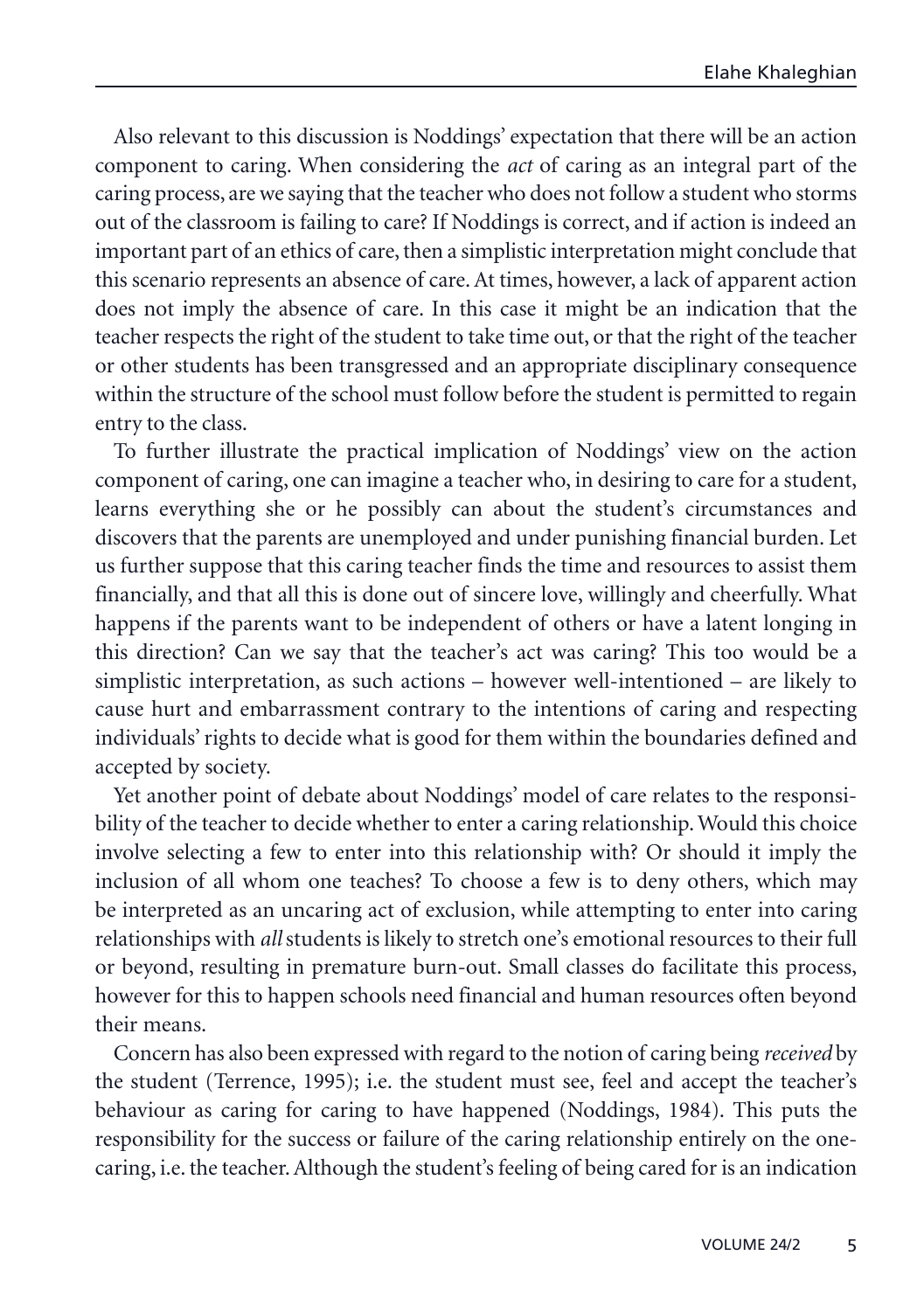Also relevant to this discussion is Noddings' expectation that there will be an action component to caring. When considering the *act* of caring as an integral part of the caring process, are we saying that the teacher who does not follow a student who storms out of the classroom is failing to care? If Noddings is correct, and if action is indeed an important part of an ethics of care, then a simplistic interpretation might conclude that this scenario represents an absence of care. At times, however, a lack of apparent action does not imply the absence of care. In this case it might be an indication that the teacher respects the right of the student to take time out, or that the right of the teacher or other students has been transgressed and an appropriate disciplinary consequence within the structure of the school must follow before the student is permitted to regain entry to the class.

To further illustrate the practical implication of Noddings' view on the action component of caring, one can imagine a teacher who, in desiring to care for a student, learns everything she or he possibly can about the student's circumstances and discovers that the parents are unemployed and under punishing financial burden. Let us further suppose that this caring teacher finds the time and resources to assist them financially, and that all this is done out of sincere love, willingly and cheerfully. What happens if the parents want to be independent of others or have a latent longing in this direction? Can we say that the teacher's act was caring? This too would be a simplistic interpretation, as such actions – however well-intentioned – are likely to cause hurt and embarrassment contrary to the intentions of caring and respecting individuals' rights to decide what is good for them within the boundaries defined and accepted by society.

Yet another point of debate about Noddings' model of care relates to the responsibility of the teacher to decide whether to enter a caring relationship. Would this choice involve selecting a few to enter into this relationship with? Or should it imply the inclusion of all whom one teaches? To choose a few is to deny others, which may be interpreted as an uncaring act of exclusion, while attempting to enter into caring relationships with *all* students is likely to stretch one's emotional resources to their full or beyond, resulting in premature burn-out. Small classes do facilitate this process, however for this to happen schools need financial and human resources often beyond their means.

Concern has also been expressed with regard to the notion of caring being *received* by the student (Terrence, 1995); i.e. the student must see, feel and accept the teacher's behaviour as caring for caring to have happened (Noddings, 1984). This puts the responsibility for the success or failure of the caring relationship entirely on the one-caring, i.e. the teacher. Although the student's feeling of being cared for is an indication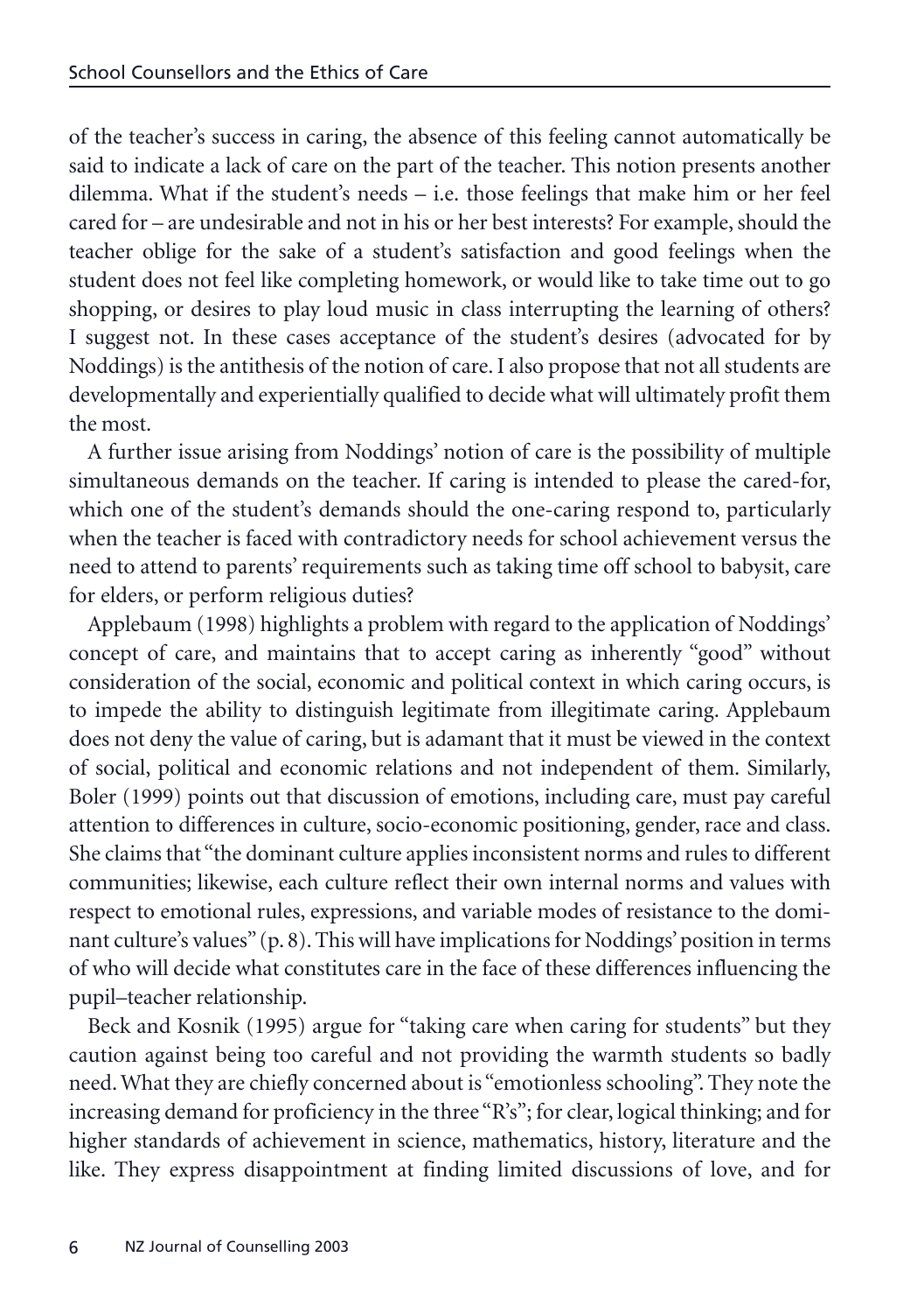of the teacher's success in caring, the absence of this feeling cannot automatically be said to indicate a lack of care on the part of the teacher. This notion presents another dilemma. What if the student's needs – i.e. those feelings that make him or her feel cared for – are undesirable and not in his or her best interests? For example, should the teacher oblige for the sake of a student's satisfaction and good feelings when the student does not feel like completing homework, or would like to take time out to go shopping, or desires to play loud music in class interrupting the learning of others? I suggest not. In these cases acceptance of the student's desires (advocated for by Noddings) is the antithesis of the notion of care. I also propose that not all students are developmentally and experientially qualified to decide what will ultimately profit them the most.

A further issue arising from Noddings' notion of care is the possibility of multiple simultaneous demands on the teacher. If caring is intended to please the cared-for, which one of the student's demands should the one-caring respond to, particularly when the teacher is faced with contradictory needs for school achievement versus the need to attend to parents' requirements such as taking time off school to babysit, care for elders, or perform religious duties?

Applebaum (1998) highlights a problem with regard to the application of Noddings' concept of care, and maintains that to accept caring as inherently "good" without consideration of the social, economic and political context in which caring occurs, is to impede the ability to distinguish legitimate from illegitimate caring. Applebaum does not deny the value of caring, but is adamant that it must be viewed in the context of social, political and economic relations and not independent of them. Similarly, Boler (1999) points out that discussion of emotions, including care, must pay careful attention to differences in culture, socio-economic positioning, gender, race and class. She claims that "the dominant culture applies inconsistent norms and rules to different communities; likewise, each culture reflect their own internal norms and values with respect to emotional rules, expressions, and variable modes of resistance to the dominant culture's values" (p. 8). This will have implications for Noddings' position in terms of who will decide what constitutes care in the face of these differences influencing the pupil–teacher relationship.

Beck and Kosnik (1995) argue for "taking care when caring for students" but they caution against being too careful and not providing the warmth students so badly need. What they are chiefly concerned about is "emotionless schooling". They note the increasing demand for proficiency in the three "R's"; for clear, logical thinking; and for higher standards of achievement in science, mathematics, history, literature and the like. They express disappointment at finding limited discussions of love, and for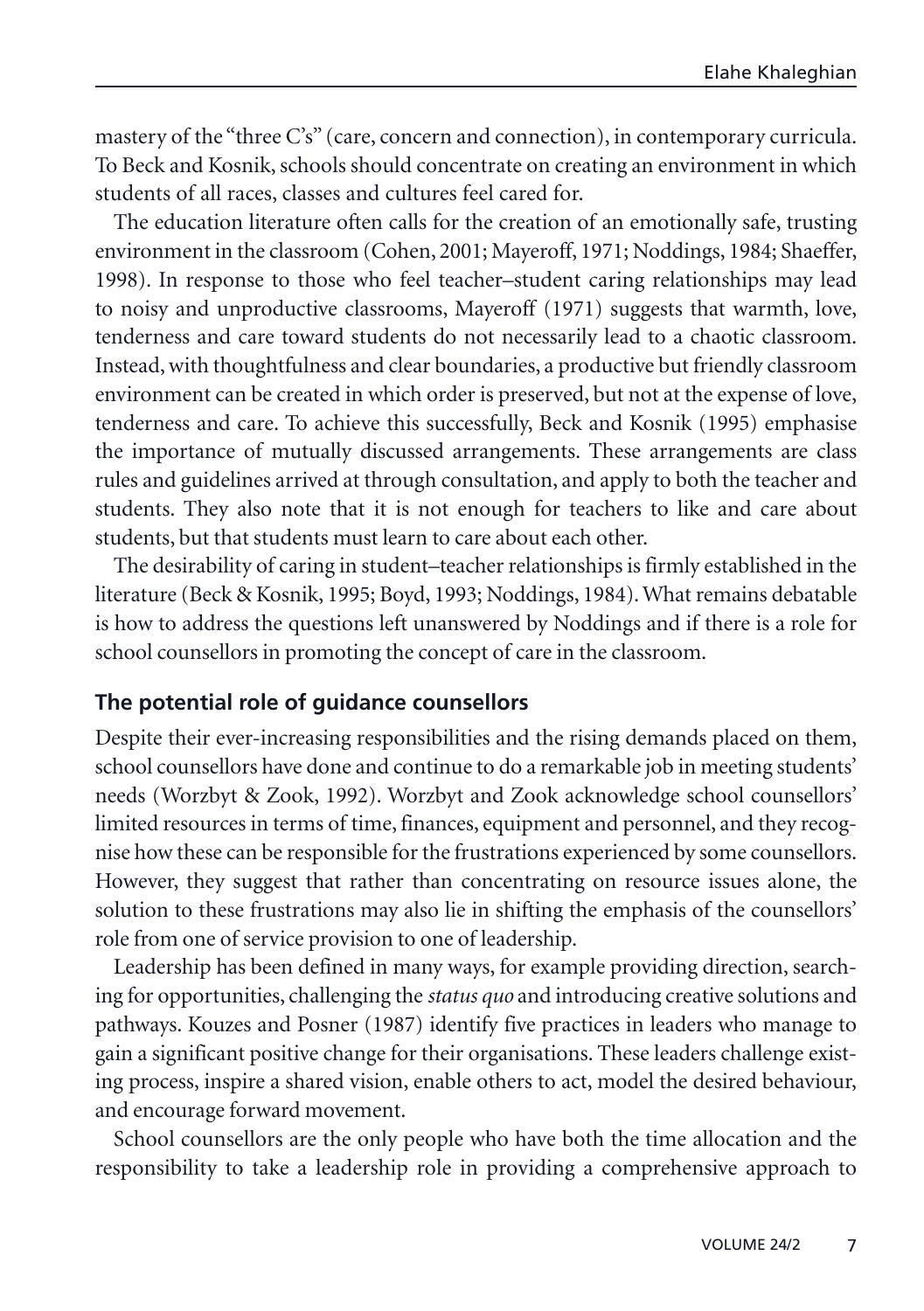mastery of the "three C's" (care, concern and connection), in contemporary curricula. To Beck and Kosnik, schools should concentrate on creating an environment in which students of all races, classes and cultures feel cared for.

The education literature often calls for the creation of an emotionally safe, trusting environment in the classroom (Cohen, 2001; Mayeroff, 1971; Noddings, 1984; Shaeffer, 1998). In response to those who feel teacher–student caring relationships may lead to noisy and unproductive classrooms, Mayeroff (1971) suggests that warmth, love, tenderness and care toward students do not necessarily lead to a chaotic classroom. Instead, with thoughtfulness and clear boundaries, a productive but friendly classroom environment can be created in which order is preserved, but not at the expense of love, tenderness and care. To achieve this successfully, Beck and Kosnik (1995) emphasise the importance of mutually discussed arrangements. These arrangements are class rules and guidelines arrived at through consultation, and apply to both the teacher and students. They also note that it is not enough for teachers to like and care about students, but that students must learn to care about each other.

The desirability of caring in student–teacher relationships is firmly established in the literature (Beck & Kosnik, 1995; Boyd, 1993; Noddings, 1984). What remains debatable is how to address the questions left unanswered by Noddings and if there is a role for school counsellors in promoting the concept of care in the classroom.

## The potential role of guidance counsellors

Despite their ever-increasing responsibilities and the rising demands placed on them, school counsellors have done and continue to do a remarkable job in meeting students' needs (Worzbyt & Zook, 1992). Worzbyt and Zook acknowledge school counsellors' limited resources in terms of time, finances, equipment and personnel, and they recognise how these can be responsible for the frustrations experienced by some counsellors. However, they suggest that rather than concentrating on resource issues alone, the solution to these frustrations may also lie in shifting the emphasis of the counsellors' role from one of service provision to one of leadership.

Leadership has been defined in many ways, for example providing direction, searching for opportunities, challenging the *status quo* and introducing creative solutions and pathways. Kouzes and Posner (1987) identify five practices in leaders who manage to gain a significant positive change for their organisations. These leaders challenge existing process, inspire a shared vision, enable others to act, model the desired behaviour, and encourage forward movement.

School counsellors are the only people who have both the time allocation and the responsibility to take a leadership role in providing a comprehensive approach to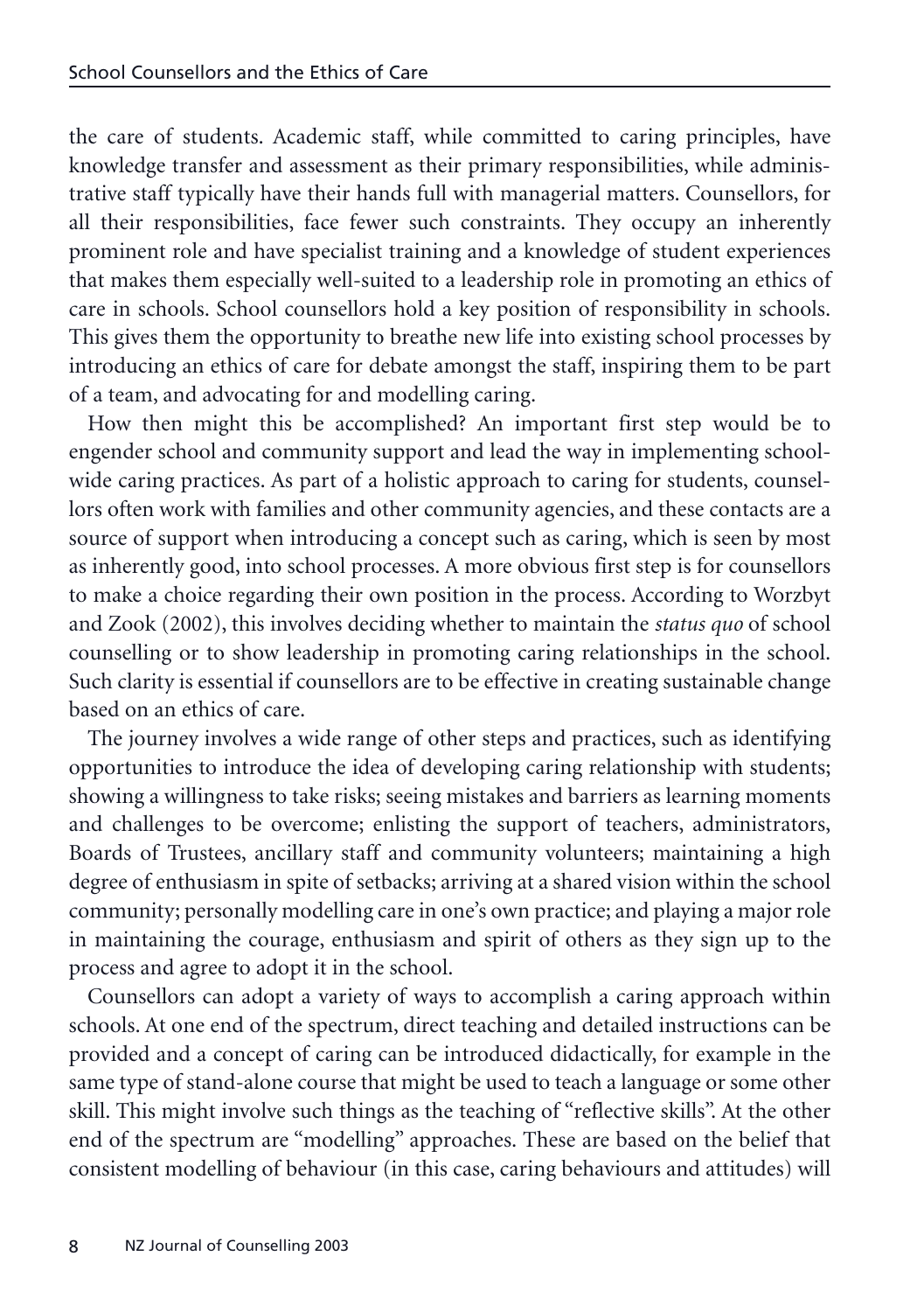the care of students. Academic staff, while committed to caring principles, have knowledge transfer and assessment as their primary responsibilities, while administrative staff typically have their hands full with managerial matters. Counsellors, for all their responsibilities, face fewer such constraints. They occupy an inherently prominent role and have specialist training and a knowledge of student experiences that makes them especially well-suited to a leadership role in promoting an ethics of care in schools. School counsellors hold a key position of responsibility in schools. This gives them the opportunity to breathe new life into existing school processes by introducing an ethics of care for debate amongst the staff, inspiring them to be part of a team, and advocating for and modelling caring.

How then might this be accomplished? An important first step would be to engender school and community support and lead the way in implementing school-wide caring practices. As part of a holistic approach to caring for students, counsellors often work with families and other community agencies, and these contacts are a source of support when introducing a concept such as caring, which is seen by most as inherently good, into school processes. A more obvious first step is for counsellors to make a choice regarding their own position in the process. According to Worzbyt and Zook (2002), this involves deciding whether to maintain the *status quo* of school counselling or to show leadership in promoting caring relationships in the school. Such clarity is essential if counsellors are to be effective in creating sustainable change based on an ethics of care.

The journey involves a wide range of other steps and practices, such as identifying opportunities to introduce the idea of developing caring relationship with students; showing a willingness to take risks; seeing mistakes and barriers as learning moments and challenges to be overcome; enlisting the support of teachers, administrators, Boards of Trustees, ancillary staff and community volunteers; maintaining a high degree of enthusiasm in spite of setbacks; arriving at a shared vision within the school community; personally modelling care in one's own practice; and playing a major role in maintaining the courage, enthusiasm and spirit of others as they sign up to the process and agree to adopt it in the school.

Counsellors can adopt a variety of ways to accomplish a caring approach within schools. At one end of the spectrum, direct teaching and detailed instructions can be provided and a concept of caring can be introduced didactically, for example in the same type of stand-alone course that might be used to teach a language or some other skill. This might involve such things as the teaching of "reflective skills". At the other end of the spectrum are "modelling" approaches. These are based on the belief that consistent modelling of behaviour (in this case, caring behaviours and attitudes) will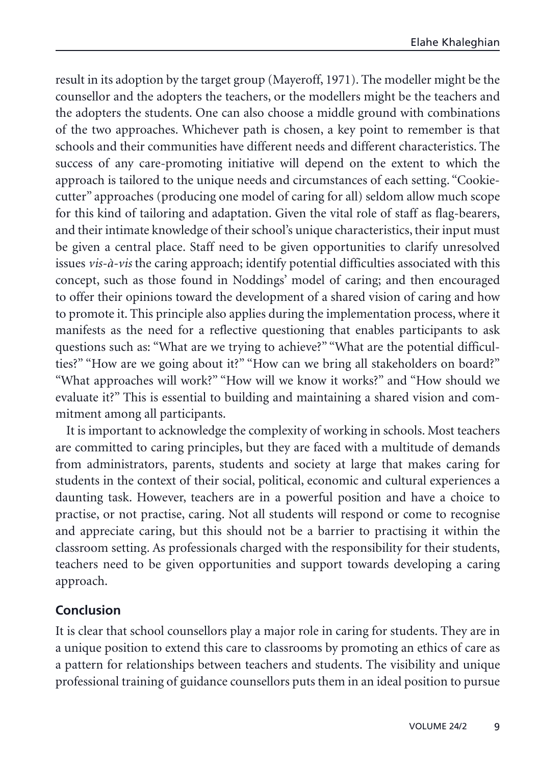result in its adoption by the target group (Mayeroff, 1971). The modeller might be the counsellor and the adopters the teachers, or the modellers might be the teachers and the adopters the students. One can also choose a middle ground with combinations of the two approaches. Whichever path is chosen, a key point to remember is that schools and their communities have different needs and different characteristics. The success of any care-promoting initiative will depend on the extent to which the approach is tailored to the unique needs and circumstances of each setting. "Cookie-cutter" approaches (producing one model of caring for all) seldom allow much scope for this kind of tailoring and adaptation. Given the vital role of staff as flag-bearers, and their intimate knowledge of their school's unique characteristics, their input must be given a central place. Staff need to be given opportunities to clarify unresolved issues *vis-à-vis* the caring approach; identify potential difficulties associated with this concept, such as those found in Noddings' model of caring; and then encouraged to offer their opinions toward the development of a shared vision of caring and how to promote it. This principle also applies during the implementation process, where it manifests as the need for a reflective questioning that enables participants to ask questions such as: "What are we trying to achieve?" "What are the potential difficulties?" "How are we going about it?" "How can we bring all stakeholders on board?" "What approaches will work?" "How will we know it works?" and "How should we evaluate it?" This is essential to building and maintaining a shared vision and commitment among all participants.

It is important to acknowledge the complexity of working in schools. Most teachers are committed to caring principles, but they are faced with a multitude of demands from administrators, parents, students and society at large that makes caring for students in the context of their social, political, economic and cultural experiences a daunting task. However, teachers are in a powerful position and have a choice to practise, or not practise, caring. Not all students will respond or come to recognise and appreciate caring, but this should not be a barrier to practising it within the classroom setting. As professionals charged with the responsibility for their students, teachers need to be given opportunities and support towards developing a caring approach.

## Conclusion

It is clear that school counsellors play a major role in caring for students. They are in a unique position to extend this care to classrooms by promoting an ethics of care as a pattern for relationships between teachers and students. The visibility and unique professional training of guidance counsellors puts them in an ideal position to pursue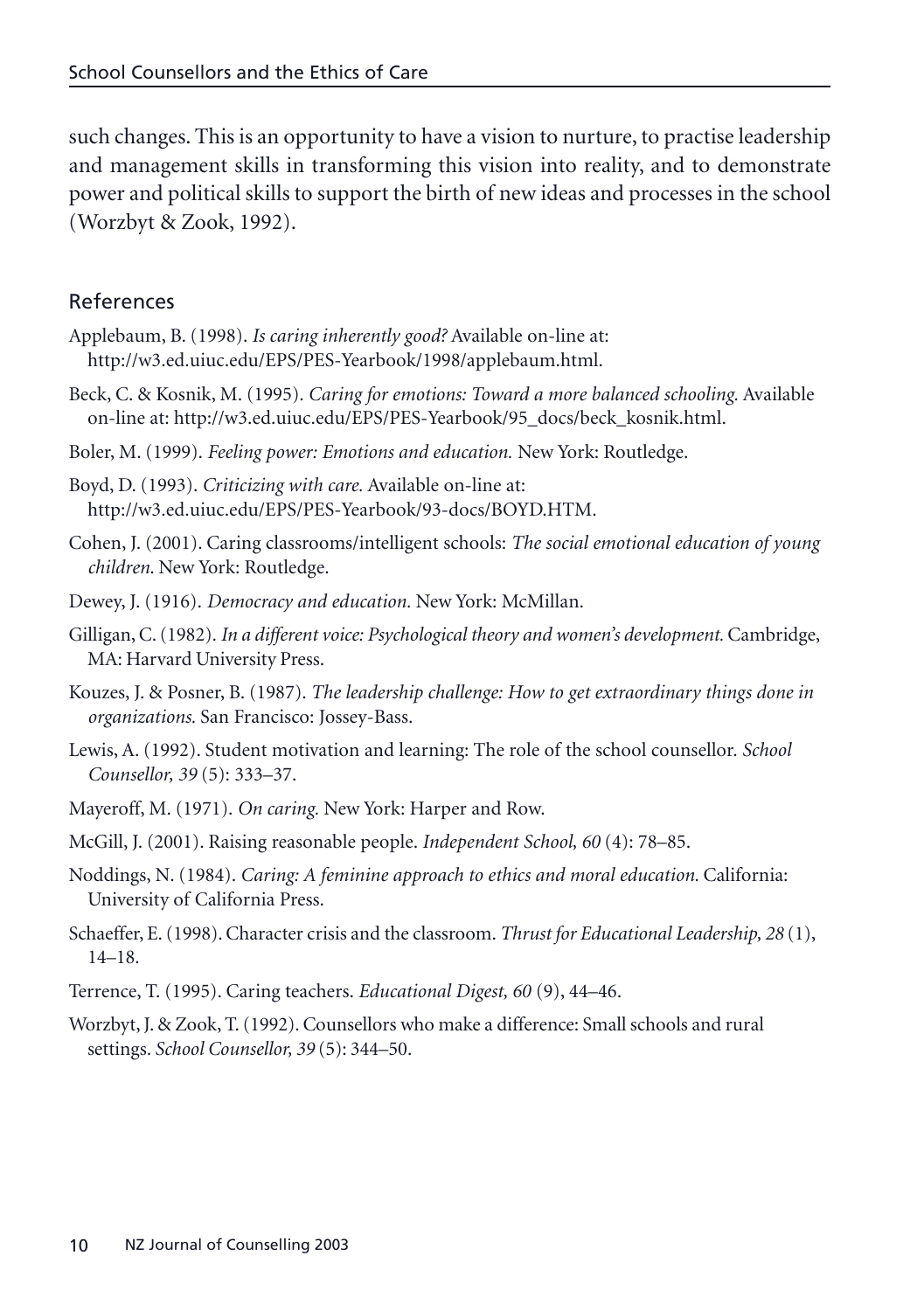such changes. This is an opportunity to have a vision to nurture, to practise leadership and management skills in transforming this vision into reality, and to demonstrate power and political skills to support the birth of new ideas and processes in the school (Worzbyt & Zook, 1992).

## References

Applebaum, B. (1998). *Is caring inherently good?* Available on-line at: http://w3.ed.uiuc.edu/EPS/PES-Yearbook/1998/applebaum.html.

Beck, C. & Kosnik, M. (1995). *Caring for emotions: Toward a more balanced schooling.* Available on-line at: http://w3.ed.uiuc.edu/EPS/PES-Yearbook/95_docs/beck_kosnik.html.

Boler, M. (1999). *Feeling power: Emotions and education.* New York: Routledge.

Boyd, D. (1993). *Criticizing with care.* Available on-line at: http://w3.ed.uiuc.edu/EPS/PES-Yearbook/93-docs/BOYD.HTM.

Cohen, J. (2001). Caring classrooms/intelligent schools: *The social emotional education of young children.* New York: Routledge.

Dewey, J. (1916). *Democracy and education.* New York: McMillan.

Gilligan, C. (1982). *In a different voice: Psychological theory and women's development.* Cambridge, MA: Harvard University Press.

Kouzes, J. & Posner, B. (1987). *The leadership challenge: How to get extraordinary things done in organizations.* San Francisco: Jossey-Bass.

Lewis, A. (1992). Student motivation and learning: The role of the school counsellor. *School Counsellor, 39* (5): 333–37.

Mayeroff, M. (1971). *On caring.* New York: Harper and Row.

McGill, J. (2001). Raising reasonable people. *Independent School, 60* (4): 78–85.

Noddings, N. (1984). *Caring: A feminine approach to ethics and moral education.* California: University of California Press.

Schaeffer, E. (1998). Character crisis and the classroom. *Thrust for Educational Leadership, 28* (1), 14–18.

Terrence, T. (1995). Caring teachers. *Educational Digest, 60* (9), 44–46.

Worzbyt, J. & Zook, T. (1992). Counsellors who make a difference: Small schools and rural settings. *School Counsellor, 39* (5): 344–50.